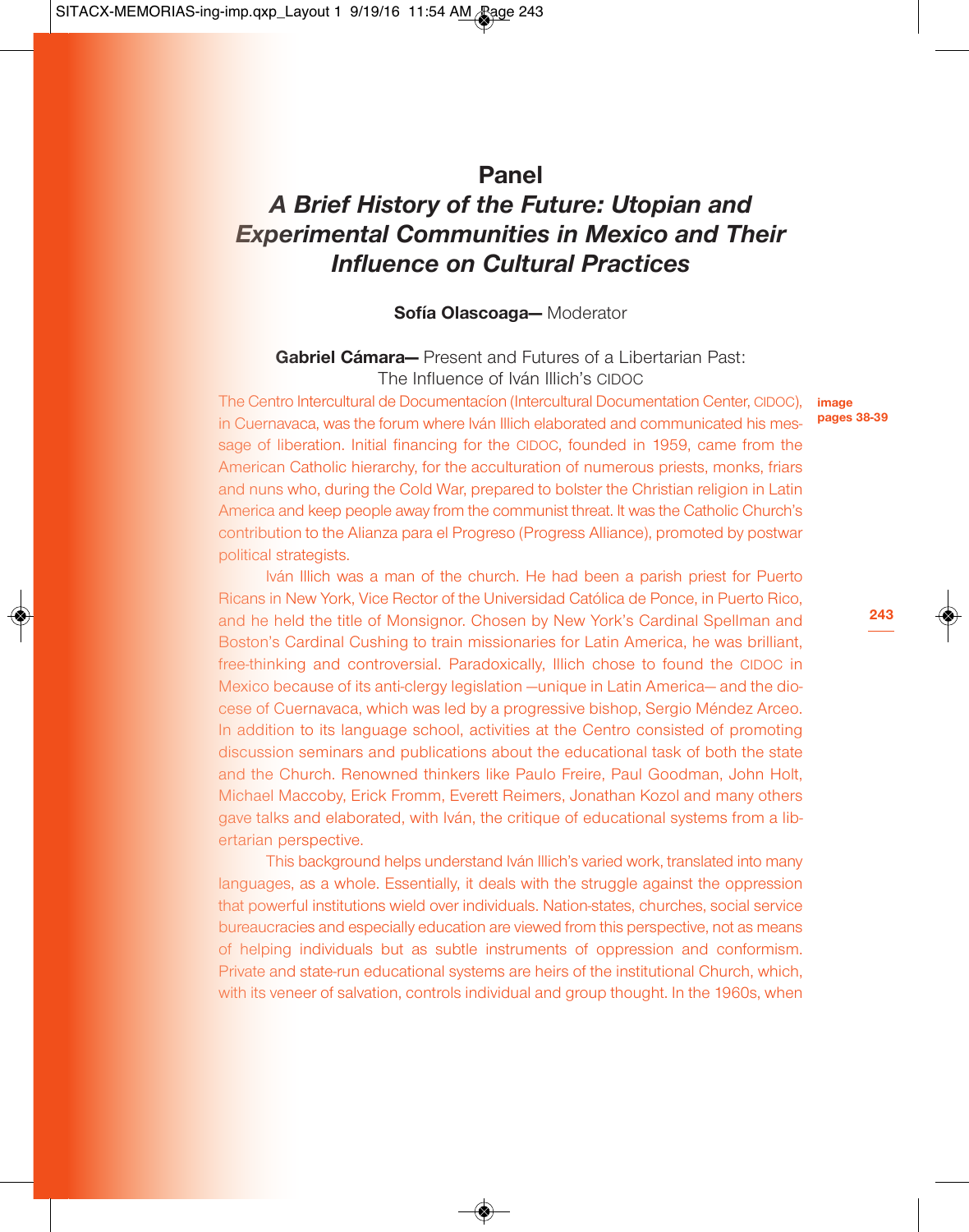# Panel
# *A Brief History of the Future: Utopian and Experimental Communities in Mexico and Their Influence on Cultural Practices*

**Sofía Olascoaga—** Moderator

**Gabriel Cámara—** Present and Futures of a Libertarian Past: The Influence of Iván Illich's CIDOC

**image pages 38-39**

The Centro Intercultural de Documentacíon (Intercultural Documentation Center, CIDOC), in Cuernavaca, was the forum where Iván Illich elaborated and communicated his message of liberation. Initial financing for the CIDOC, founded in 1959, came from the American Catholic hierarchy, for the acculturation of numerous priests, monks, friars and nuns who, during the Cold War, prepared to bolster the Christian religion in Latin America and keep people away from the communist threat. It was the Catholic Church's contribution to the Alianza para el Progreso (Progress Alliance), promoted by postwar political strategists.

Iván Illich was a man of the church. He had been a parish priest for Puerto Ricans in New York, Vice Rector of the Universidad Católica de Ponce, in Puerto Rico, and he held the title of Monsignor. Chosen by New York's Cardinal Spellman and Boston's Cardinal Cushing to train missionaries for Latin America, he was brilliant, free-thinking and controversial. Paradoxically, Illich chose to found the CIDOC in Mexico because of its anti-clergy legislation —unique in Latin America— and the diocese of Cuernavaca, which was led by a progressive bishop, Sergio Méndez Arceo. In addition to its language school, activities at the Centro consisted of promoting discussion seminars and publications about the educational task of both the state and the Church. Renowned thinkers like Paulo Freire, Paul Goodman, John Holt, Michael Maccoby, Erick Fromm, Everett Reimers, Jonathan Kozol and many others gave talks and elaborated, with Iván, the critique of educational systems from a libertarian perspective.

This background helps understand Iván Illich's varied work, translated into many languages, as a whole. Essentially, it deals with the struggle against the oppression that powerful institutions wield over individuals. Nation-states, churches, social service bureaucracies and especially education are viewed from this perspective, not as means of helping individuals but as subtle instruments of oppression and conformism. Private and state-run educational systems are heirs of the institutional Church, which, with its veneer of salvation, controls individual and group thought. In the 1960s, when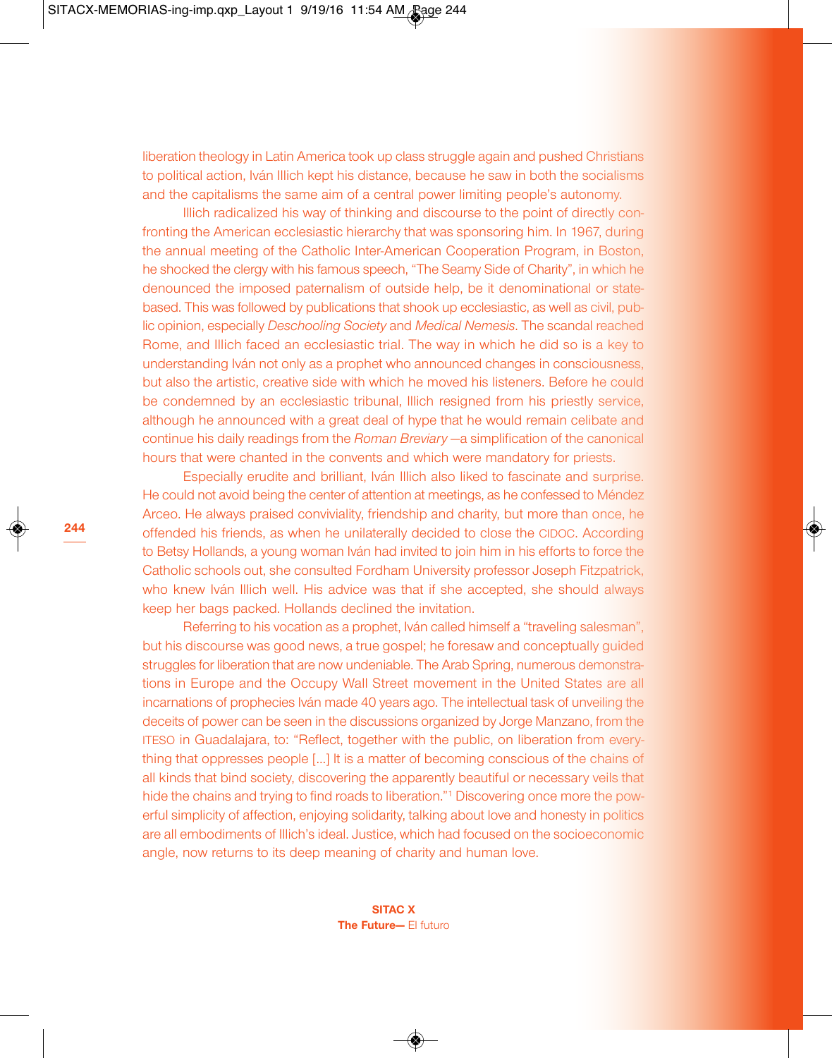liberation theology in Latin America took up class struggle again and pushed Christians to political action, Iván Illich kept his distance, because he saw in both the socialisms and the capitalisms the same aim of a central power limiting people's autonomy.

Illich radicalized his way of thinking and discourse to the point of directly confronting the American ecclesiastic hierarchy that was sponsoring him. In 1967, during the annual meeting of the Catholic Inter-American Cooperation Program, in Boston, he shocked the clergy with his famous speech, "The Seamy Side of Charity", in which he denounced the imposed paternalism of outside help, be it denominational or state-based. This was followed by publications that shook up ecclesiastic, as well as civil, public opinion, especially *Deschooling Society* and *Medical Nemesis*. The scandal reached Rome, and Illich faced an ecclesiastic trial. The way in which he did so is a key to understanding Iván not only as a prophet who announced changes in consciousness, but also the artistic, creative side with which he moved his listeners. Before he could be condemned by an ecclesiastic tribunal, Illich resigned from his priestly service, although he announced with a great deal of hype that he would remain celibate and continue his daily readings from the *Roman Breviary* —a simplification of the canonical hours that were chanted in the convents and which were mandatory for priests.

Especially erudite and brilliant, Iván Illich also liked to fascinate and surprise. He could not avoid being the center of attention at meetings, as he confessed to Méndez Arceo. He always praised conviviality, friendship and charity, but more than once, he offended his friends, as when he unilaterally decided to close the CIDOC. According to Betsy Hollands, a young woman Iván had invited to join him in his efforts to force the Catholic schools out, she consulted Fordham University professor Joseph Fitzpatrick, who knew Iván Illich well. His advice was that if she accepted, she should always keep her bags packed. Hollands declined the invitation.

Referring to his vocation as a prophet, Iván called himself a "traveling salesman", but his discourse was good news, a true gospel; he foresaw and conceptually guided struggles for liberation that are now undeniable. The Arab Spring, numerous demonstrations in Europe and the Occupy Wall Street movement in the United States are all incarnations of prophecies Iván made 40 years ago. The intellectual task of unveiling the deceits of power can be seen in the discussions organized by Jorge Manzano, from the ITESO in Guadalajara, to: "Reflect, together with the public, on liberation from everything that oppresses people [...] It is a matter of becoming conscious of the chains of all kinds that bind society, discovering the apparently beautiful or necessary veils that hide the chains and trying to find roads to liberation."[1] Discovering once more the powerful simplicity of affection, enjoying solidarity, talking about love and honesty in politics are all embodiments of Illich's ideal. Justice, which had focused on the socioeconomic angle, now returns to its deep meaning of charity and human love.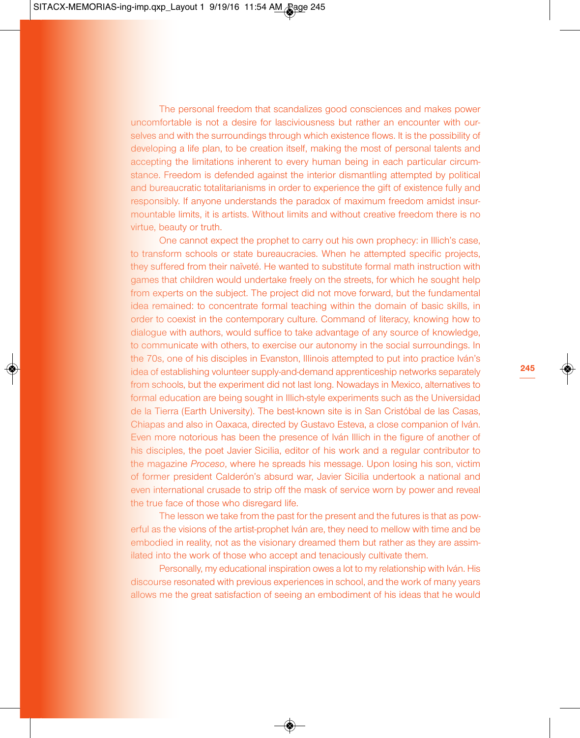The personal freedom that scandalizes good consciences and makes power uncomfortable is not a desire for lasciviousness but rather an encounter with ourselves and with the surroundings through which existence flows. It is the possibility of developing a life plan, to be creation itself, making the most of personal talents and accepting the limitations inherent to every human being in each particular circumstance. Freedom is defended against the interior dismantling attempted by political and bureaucratic totalitarianisms in order to experience the gift of existence fully and responsibly. If anyone understands the paradox of maximum freedom amidst insurmountable limits, it is artists. Without limits and without creative freedom there is no virtue, beauty or truth.

One cannot expect the prophet to carry out his own prophecy: in Illich's case, to transform schools or state bureaucracies. When he attempted specific projects, they suffered from their naïveté. He wanted to substitute formal math instruction with games that children would undertake freely on the streets, for which he sought help from experts on the subject. The project did not move forward, but the fundamental idea remained: to concentrate formal teaching within the domain of basic skills, in order to coexist in the contemporary culture. Command of literacy, knowing how to dialogue with authors, would suffice to take advantage of any source of knowledge, to communicate with others, to exercise our autonomy in the social surroundings. In the 70s, one of his disciples in Evanston, Illinois attempted to put into practice Iván's idea of establishing volunteer supply-and-demand apprenticeship networks separately from schools, but the experiment did not last long. Nowadays in Mexico, alternatives to formal education are being sought in Illich-style experiments such as the Universidad de la Tierra (Earth University). The best-known site is in San Cristóbal de las Casas, Chiapas and also in Oaxaca, directed by Gustavo Esteva, a close companion of Iván. Even more notorious has been the presence of Iván Illich in the figure of another of his disciples, the poet Javier Sicilia, editor of his work and a regular contributor to the magazine *Proceso*, where he spreads his message. Upon losing his son, victim of former president Calderón's absurd war, Javier Sicilia undertook a national and even international crusade to strip off the mask of service worn by power and reveal the true face of those who disregard life.

The lesson we take from the past for the present and the futures is that as powerful as the visions of the artist-prophet Iván are, they need to mellow with time and be embodied in reality, not as the visionary dreamed them but rather as they are assimilated into the work of those who accept and tenaciously cultivate them.

Personally, my educational inspiration owes a lot to my relationship with Iván. His discourse resonated with previous experiences in school, and the work of many years allows me the great satisfaction of seeing an embodiment of his ideas that he would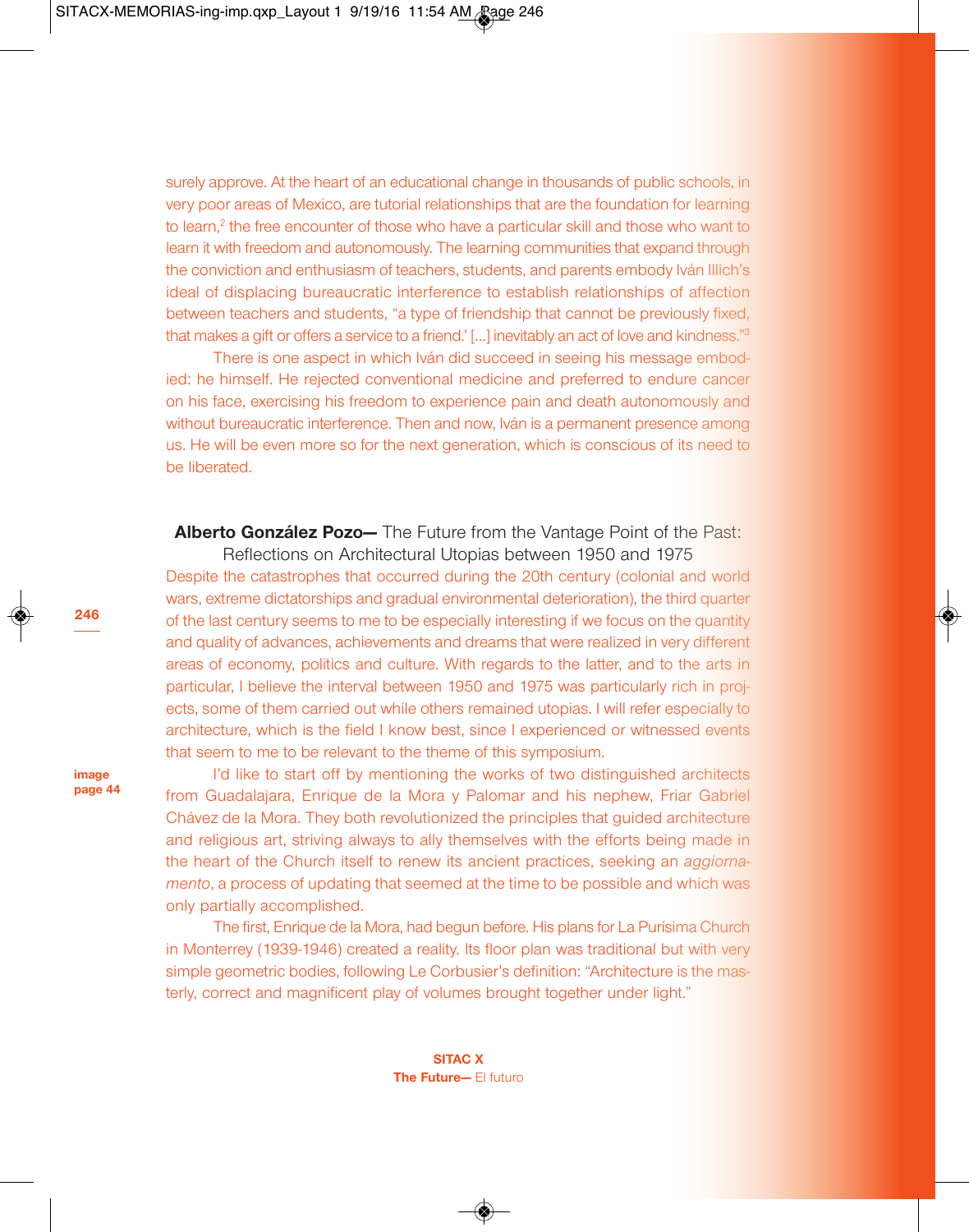surely approve. At the heart of an educational change in thousands of public schools, in very poor areas of Mexico, are tutorial relationships that are the foundation for learning to learn,[2] the free encounter of those who have a particular skill and those who want to learn it with freedom and autonomously. The learning communities that expand through the conviction and enthusiasm of teachers, students, and parents embody Iván Illich's ideal of displacing bureaucratic interference to establish relationships of affection between teachers and students, "a type of friendship that cannot be previously fixed, that makes a gift or offers a service to a friend.' [...] inevitably an act of love and kindness."[3]

There is one aspect in which Iván did succeed in seeing his message embodied: he himself. He rejected conventional medicine and preferred to endure cancer on his face, exercising his freedom to experience pain and death autonomously and without bureaucratic interference. Then and now, Iván is a permanent presence among us. He will be even more so for the next generation, which is conscious of its need to be liberated.

## **Alberto González Pozo—** The Future from the Vantage Point of the Past: Reflections on Architectural Utopias between 1950 and 1975

Despite the catastrophes that occurred during the 20th century (colonial and world wars, extreme dictatorships and gradual environmental deterioration), the third quarter of the last century seems to me to be especially interesting if we focus on the quantity and quality of advances, achievements and dreams that were realized in very different areas of economy, politics and culture. With regards to the latter, and to the arts in particular, I believe the interval between 1950 and 1975 was particularly rich in projects, some of them carried out while others remained utopias. I will refer especially to architecture, which is the field I know best, since I experienced or witnessed events that seem to me to be relevant to the theme of this symposium.

**image page 44**

I'd like to start off by mentioning the works of two distinguished architects from Guadalajara, Enrique de la Mora y Palomar and his nephew, Friar Gabriel Chávez de la Mora. They both revolutionized the principles that guided architecture and religious art, striving always to ally themselves with the efforts being made in the heart of the Church itself to renew its ancient practices, seeking an *aggiornamento*, a process of updating that seemed at the time to be possible and which was only partially accomplished.

The first, Enrique de la Mora, had begun before. His plans for La Purísima Church in Monterrey (1939-1946) created a reality. Its floor plan was traditional but with very simple geometric bodies, following Le Corbusier's definition: "Architecture is the masterly, correct and magnificent play of volumes brought together under light."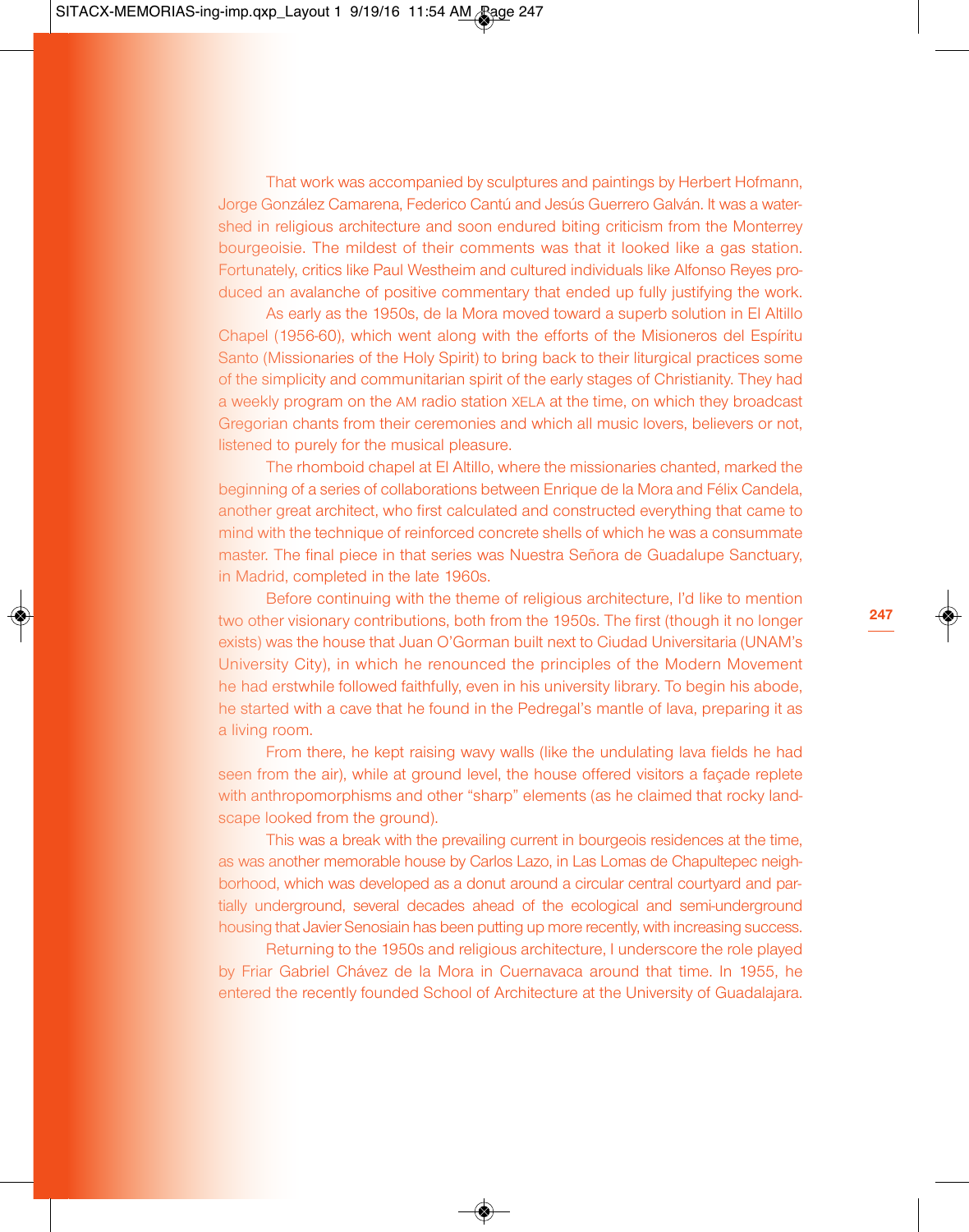That work was accompanied by sculptures and paintings by Herbert Hofmann, Jorge González Camarena, Federico Cantú and Jesús Guerrero Galván. It was a watershed in religious architecture and soon endured biting criticism from the Monterrey bourgeoisie. The mildest of their comments was that it looked like a gas station. Fortunately, critics like Paul Westheim and cultured individuals like Alfonso Reyes produced an avalanche of positive commentary that ended up fully justifying the work.

As early as the 1950s, de la Mora moved toward a superb solution in El Altillo Chapel (1956-60), which went along with the efforts of the Misioneros del Espíritu Santo (Missionaries of the Holy Spirit) to bring back to their liturgical practices some of the simplicity and communitarian spirit of the early stages of Christianity. They had a weekly program on the AM radio station XELA at the time, on which they broadcast Gregorian chants from their ceremonies and which all music lovers, believers or not, listened to purely for the musical pleasure.

The rhomboid chapel at El Altillo, where the missionaries chanted, marked the beginning of a series of collaborations between Enrique de la Mora and Félix Candela, another great architect, who first calculated and constructed everything that came to mind with the technique of reinforced concrete shells of which he was a consummate master. The final piece in that series was Nuestra Señora de Guadalupe Sanctuary, in Madrid, completed in the late 1960s.

Before continuing with the theme of religious architecture, I'd like to mention two other visionary contributions, both from the 1950s. The first (though it no longer exists) was the house that Juan O'Gorman built next to Ciudad Universitaria (UNAM's University City), in which he renounced the principles of the Modern Movement he had erstwhile followed faithfully, even in his university library. To begin his abode, he started with a cave that he found in the Pedregal's mantle of lava, preparing it as a living room.

From there, he kept raising wavy walls (like the undulating lava fields he had seen from the air), while at ground level, the house offered visitors a façade replete with anthropomorphisms and other "sharp" elements (as he claimed that rocky landscape looked from the ground).

This was a break with the prevailing current in bourgeois residences at the time, as was another memorable house by Carlos Lazo, in Las Lomas de Chapultepec neighborhood, which was developed as a donut around a circular central courtyard and partially underground, several decades ahead of the ecological and semi-underground housing that Javier Senosiain has been putting up more recently, with increasing success.

Returning to the 1950s and religious architecture, I underscore the role played by Friar Gabriel Chávez de la Mora in Cuernavaca around that time. In 1955, he entered the recently founded School of Architecture at the University of Guadalajara.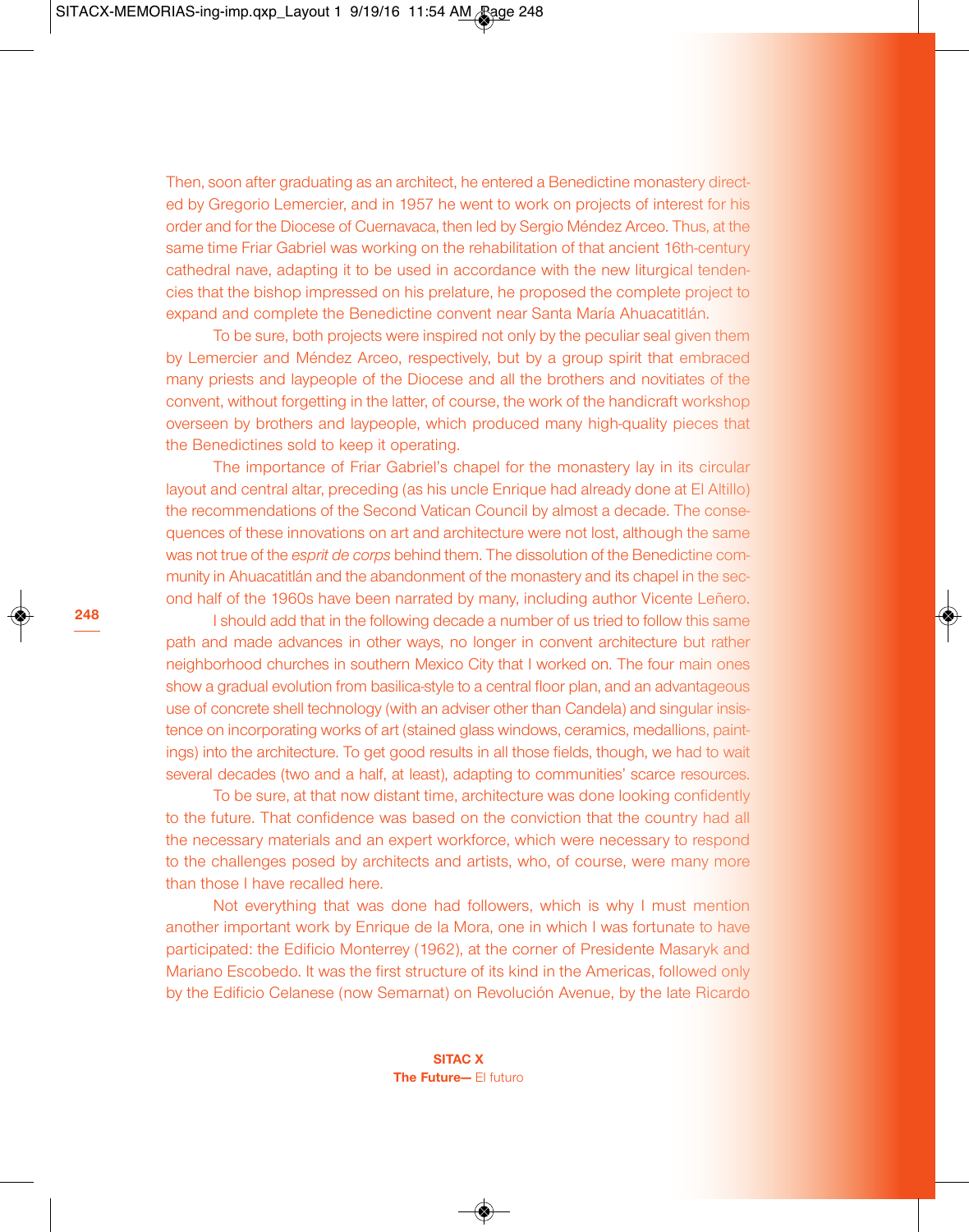Then, soon after graduating as an architect, he entered a Benedictine monastery directed by Gregorio Lemercier, and in 1957 he went to work on projects of interest for his order and for the Diocese of Cuernavaca, then led by Sergio Méndez Arceo. Thus, at the same time Friar Gabriel was working on the rehabilitation of that ancient 16th-century cathedral nave, adapting it to be used in accordance with the new liturgical tendencies that the bishop impressed on his prelature, he proposed the complete project to expand and complete the Benedictine convent near Santa María Ahuacatitlán.

To be sure, both projects were inspired not only by the peculiar seal given them by Lemercier and Méndez Arceo, respectively, but by a group spirit that embraced many priests and laypeople of the Diocese and all the brothers and novitiates of the convent, without forgetting in the latter, of course, the work of the handicraft workshop overseen by brothers and laypeople, which produced many high-quality pieces that the Benedictines sold to keep it operating.

The importance of Friar Gabriel's chapel for the monastery lay in its circular layout and central altar, preceding (as his uncle Enrique had already done at El Altillo) the recommendations of the Second Vatican Council by almost a decade. The consequences of these innovations on art and architecture were not lost, although the same was not true of the *esprit de corps* behind them. The dissolution of the Benedictine community in Ahuacatitlán and the abandonment of the monastery and its chapel in the second half of the 1960s have been narrated by many, including author Vicente Leñero.

I should add that in the following decade a number of us tried to follow this same path and made advances in other ways, no longer in convent architecture but rather neighborhood churches in southern Mexico City that I worked on. The four main ones show a gradual evolution from basilica-style to a central floor plan, and an advantageous use of concrete shell technology (with an adviser other than Candela) and singular insistence on incorporating works of art (stained glass windows, ceramics, medallions, paintings) into the architecture. To get good results in all those fields, though, we had to wait several decades (two and a half, at least), adapting to communities' scarce resources.

To be sure, at that now distant time, architecture was done looking confidently to the future. That confidence was based on the conviction that the country had all the necessary materials and an expert workforce, which were necessary to respond to the challenges posed by architects and artists, who, of course, were many more than those I have recalled here.

Not everything that was done had followers, which is why I must mention another important work by Enrique de la Mora, one in which I was fortunate to have participated: the Edificio Monterrey (1962), at the corner of Presidente Masaryk and Mariano Escobedo. It was the first structure of its kind in the Americas, followed only by the Edificio Celanese (now Semarnat) on Revolución Avenue, by the late Ricardo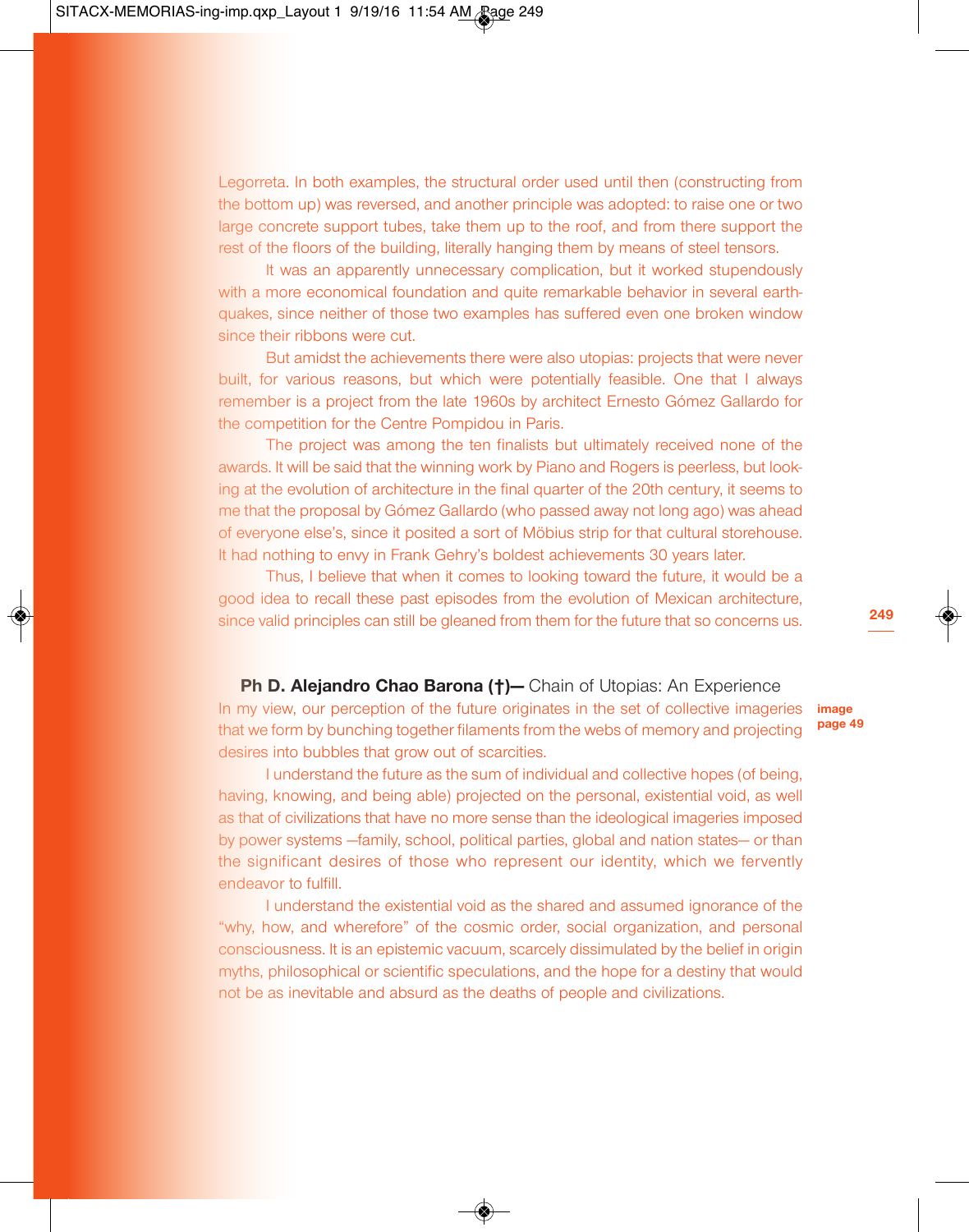Legorreta. In both examples, the structural order used until then (constructing from the bottom up) was reversed, and another principle was adopted: to raise one or two large concrete support tubes, take them up to the roof, and from there support the rest of the floors of the building, literally hanging them by means of steel tensors.

It was an apparently unnecessary complication, but it worked stupendously with a more economical foundation and quite remarkable behavior in several earthquakes, since neither of those two examples has suffered even one broken window since their ribbons were cut.

But amidst the achievements there were also utopias: projects that were never built, for various reasons, but which were potentially feasible. One that I always remember is a project from the late 1960s by architect Ernesto Gómez Gallardo for the competition for the Centre Pompidou in Paris.

The project was among the ten finalists but ultimately received none of the awards. It will be said that the winning work by Piano and Rogers is peerless, but looking at the evolution of architecture in the final quarter of the 20th century, it seems to me that the proposal by Gómez Gallardo (who passed away not long ago) was ahead of everyone else's, since it posited a sort of Möbius strip for that cultural storehouse. It had nothing to envy in Frank Gehry's boldest achievements 30 years later.

Thus, I believe that when it comes to looking toward the future, it would be a good idea to recall these past episodes from the evolution of Mexican architecture, since valid principles can still be gleaned from them for the future that so concerns us.

**Ph D. Alejandro Chao Barona (†)—** Chain of Utopias: An Experience

**image page 49**

In my view, our perception of the future originates in the set of collective imageries that we form by bunching together filaments from the webs of memory and projecting desires into bubbles that grow out of scarcities.

I understand the future as the sum of individual and collective hopes (of being, having, knowing, and being able) projected on the personal, existential void, as well as that of civilizations that have no more sense than the ideological imageries imposed by power systems —family, school, political parties, global and nation states— or than the significant desires of those who represent our identity, which we fervently endeavor to fulfill.

I understand the existential void as the shared and assumed ignorance of the "why, how, and wherefore" of the cosmic order, social organization, and personal consciousness. It is an epistemic vacuum, scarcely dissimulated by the belief in origin myths, philosophical or scientific speculations, and the hope for a destiny that would not be as inevitable and absurd as the deaths of people and civilizations.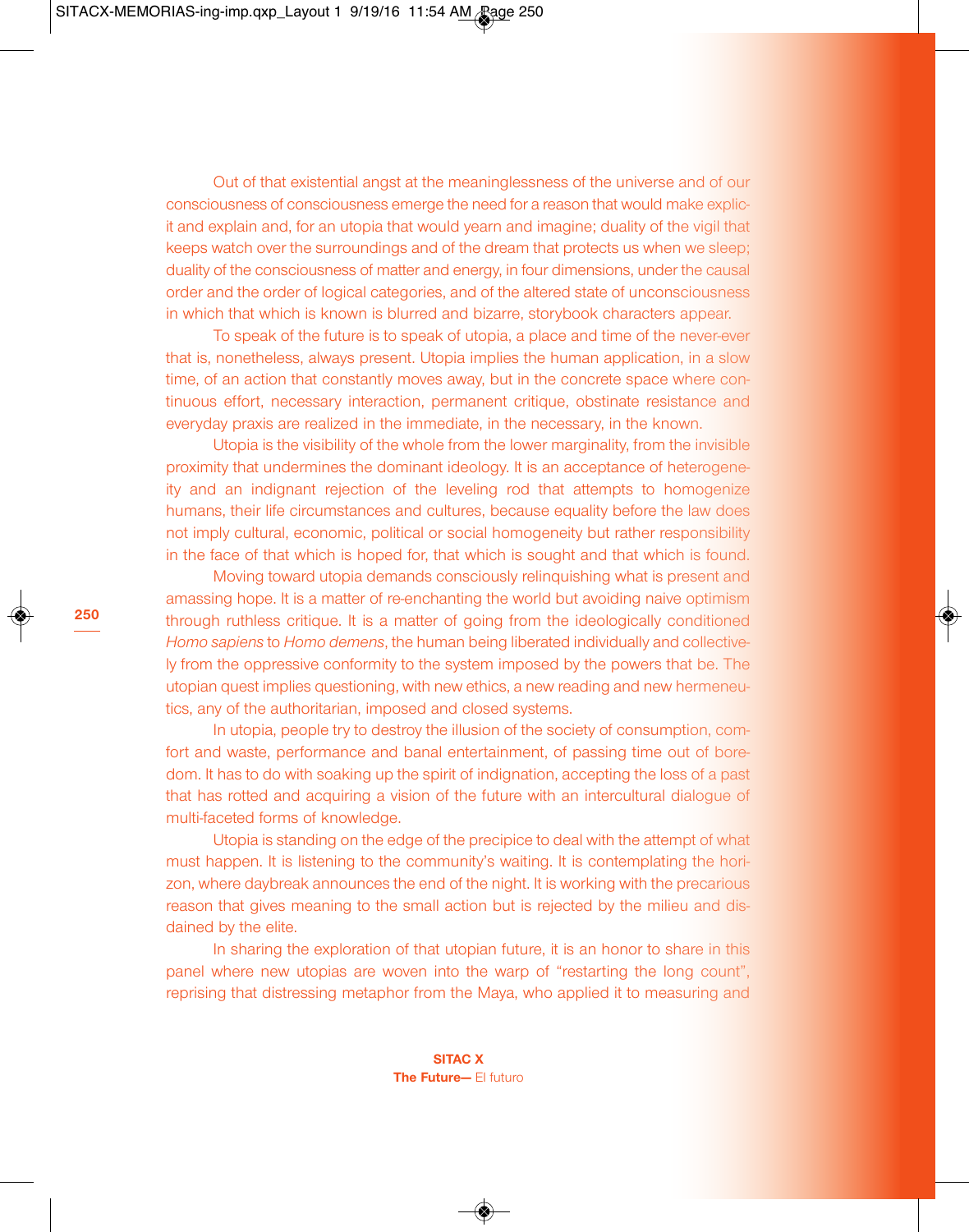Out of that existential angst at the meaninglessness of the universe and of our consciousness of consciousness emerge the need for a reason that would make explicit and explain and, for an utopia that would yearn and imagine; duality of the vigil that keeps watch over the surroundings and of the dream that protects us when we sleep; duality of the consciousness of matter and energy, in four dimensions, under the causal order and the order of logical categories, and of the altered state of unconsciousness in which that which is known is blurred and bizarre, storybook characters appear.

To speak of the future is to speak of utopia, a place and time of the never-ever that is, nonetheless, always present. Utopia implies the human application, in a slow time, of an action that constantly moves away, but in the concrete space where continuous effort, necessary interaction, permanent critique, obstinate resistance and everyday praxis are realized in the immediate, in the necessary, in the known.

Utopia is the visibility of the whole from the lower marginality, from the invisible proximity that undermines the dominant ideology. It is an acceptance of heterogeneity and an indignant rejection of the leveling rod that attempts to homogenize humans, their life circumstances and cultures, because equality before the law does not imply cultural, economic, political or social homogeneity but rather responsibility in the face of that which is hoped for, that which is sought and that which is found.

Moving toward utopia demands consciously relinquishing what is present and amassing hope. It is a matter of re-enchanting the world but avoiding naive optimism through ruthless critique. It is a matter of going from the ideologically conditioned *Homo sapiens* to *Homo demens*, the human being liberated individually and collectively from the oppressive conformity to the system imposed by the powers that be. The utopian quest implies questioning, with new ethics, a new reading and new hermeneutics, any of the authoritarian, imposed and closed systems.

In utopia, people try to destroy the illusion of the society of consumption, comfort and waste, performance and banal entertainment, of passing time out of boredom. It has to do with soaking up the spirit of indignation, accepting the loss of a past that has rotted and acquiring a vision of the future with an intercultural dialogue of multi-faceted forms of knowledge.

Utopia is standing on the edge of the precipice to deal with the attempt of what must happen. It is listening to the community's waiting. It is contemplating the horizon, where daybreak announces the end of the night. It is working with the precarious reason that gives meaning to the small action but is rejected by the milieu and disdained by the elite.

In sharing the exploration of that utopian future, it is an honor to share in this panel where new utopias are woven into the warp of "restarting the long count", reprising that distressing metaphor from the Maya, who applied it to measuring and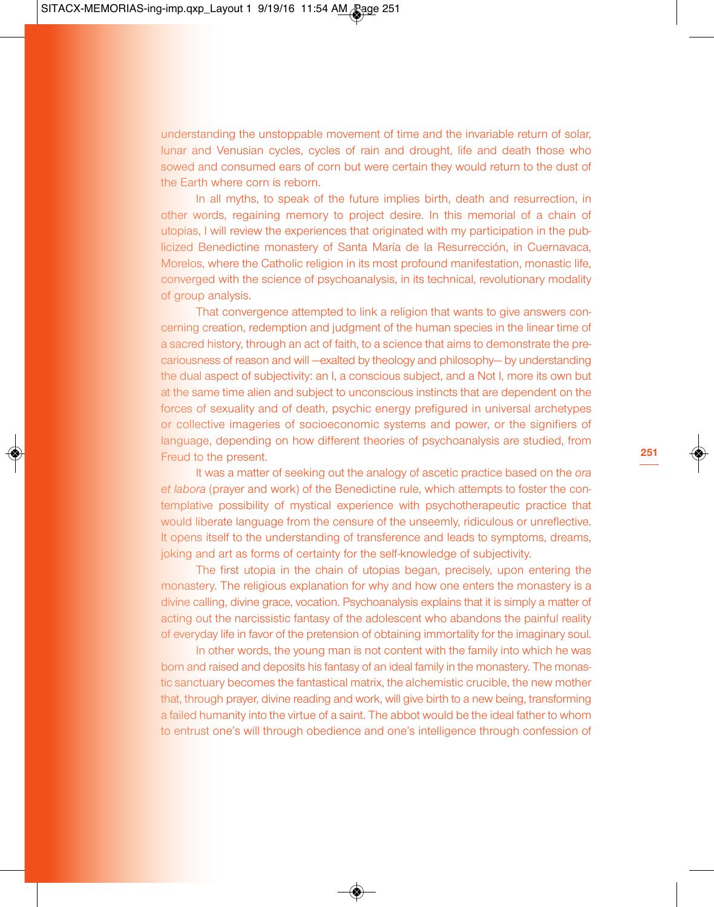understanding the unstoppable movement of time and the invariable return of solar, lunar and Venusian cycles, cycles of rain and drought, life and death those who sowed and consumed ears of corn but were certain they would return to the dust of the Earth where corn is reborn.

In all myths, to speak of the future implies birth, death and resurrection, in other words, regaining memory to project desire. In this memorial of a chain of utopias, I will review the experiences that originated with my participation in the publicized Benedictine monastery of Santa María de la Resurrección, in Cuernavaca, Morelos, where the Catholic religion in its most profound manifestation, monastic life, converged with the science of psychoanalysis, in its technical, revolutionary modality of group analysis.

That convergence attempted to link a religion that wants to give answers concerning creation, redemption and judgment of the human species in the linear time of a sacred history, through an act of faith, to a science that aims to demonstrate the precariousness of reason and will —exalted by theology and philosophy— by understanding the dual aspect of subjectivity: an I, a conscious subject, and a Not I, more its own but at the same time alien and subject to unconscious instincts that are dependent on the forces of sexuality and of death, psychic energy prefigured in universal archetypes or collective imageries of socioeconomic systems and power, or the signifiers of language, depending on how different theories of psychoanalysis are studied, from Freud to the present.

It was a matter of seeking out the analogy of ascetic practice based on the *ora et labora* (prayer and work) of the Benedictine rule, which attempts to foster the contemplative possibility of mystical experience with psychotherapeutic practice that would liberate language from the censure of the unseemly, ridiculous or unreflective. It opens itself to the understanding of transference and leads to symptoms, dreams, joking and art as forms of certainty for the self-knowledge of subjectivity.

The first utopia in the chain of utopias began, precisely, upon entering the monastery. The religious explanation for why and how one enters the monastery is a divine calling, divine grace, vocation. Psychoanalysis explains that it is simply a matter of acting out the narcissistic fantasy of the adolescent who abandons the painful reality of everyday life in favor of the pretension of obtaining immortality for the imaginary soul.

In other words, the young man is not content with the family into which he was born and raised and deposits his fantasy of an ideal family in the monastery. The monastic sanctuary becomes the fantastical matrix, the alchemistic crucible, the new mother that, through prayer, divine reading and work, will give birth to a new being, transforming a failed humanity into the virtue of a saint. The abbot would be the ideal father to whom to entrust one's will through obedience and one's intelligence through confession of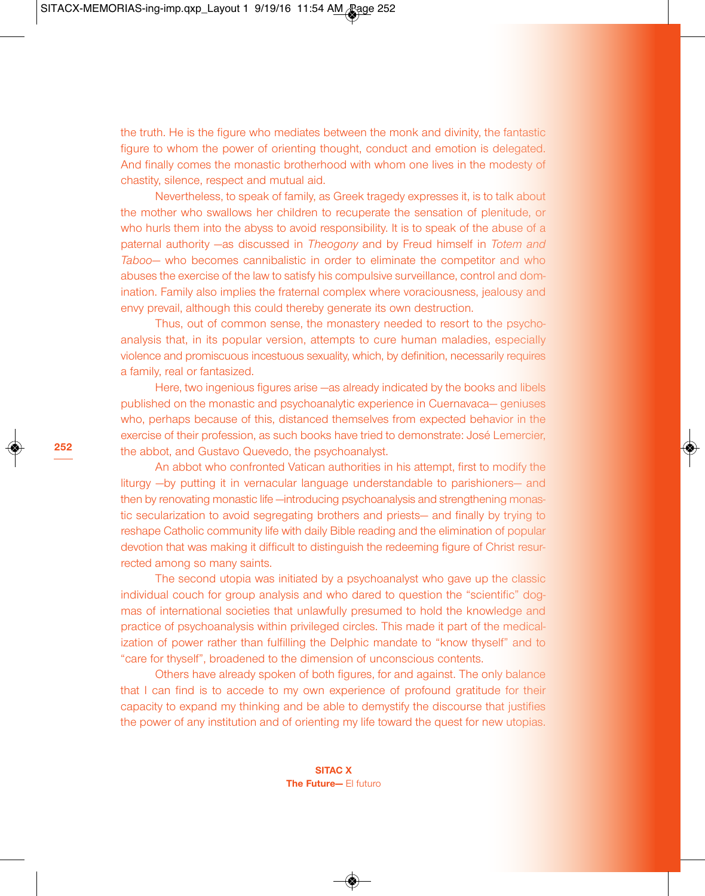the truth. He is the figure who mediates between the monk and divinity, the fantastic figure to whom the power of orienting thought, conduct and emotion is delegated. And finally comes the monastic brotherhood with whom one lives in the modesty of chastity, silence, respect and mutual aid.

Nevertheless, to speak of family, as Greek tragedy expresses it, is to talk about the mother who swallows her children to recuperate the sensation of plenitude, or who hurls them into the abyss to avoid responsibility. It is to speak of the abuse of a paternal authority —as discussed in *Theogony* and by Freud himself in *Totem and Taboo*— who becomes cannibalistic in order to eliminate the competitor and who abuses the exercise of the law to satisfy his compulsive surveillance, control and domination. Family also implies the fraternal complex where voraciousness, jealousy and envy prevail, although this could thereby generate its own destruction.

Thus, out of common sense, the monastery needed to resort to the psychoanalysis that, in its popular version, attempts to cure human maladies, especially violence and promiscuous incestuous sexuality, which, by definition, necessarily requires a family, real or fantasized.

Here, two ingenious figures arise —as already indicated by the books and libels published on the monastic and psychoanalytic experience in Cuernavaca— geniuses who, perhaps because of this, distanced themselves from expected behavior in the exercise of their profession, as such books have tried to demonstrate: José Lemercier, the abbot, and Gustavo Quevedo, the psychoanalyst.

An abbot who confronted Vatican authorities in his attempt, first to modify the liturgy —by putting it in vernacular language understandable to parishioners— and then by renovating monastic life —introducing psychoanalysis and strengthening monastic secularization to avoid segregating brothers and priests— and finally by trying to reshape Catholic community life with daily Bible reading and the elimination of popular devotion that was making it difficult to distinguish the redeeming figure of Christ resurrected among so many saints.

The second utopia was initiated by a psychoanalyst who gave up the classic individual couch for group analysis and who dared to question the "scientific" dogmas of international societies that unlawfully presumed to hold the knowledge and practice of psychoanalysis within privileged circles. This made it part of the medicalization of power rather than fulfilling the Delphic mandate to "know thyself" and to "care for thyself", broadened to the dimension of unconscious contents.

Others have already spoken of both figures, for and against. The only balance that I can find is to accede to my own experience of profound gratitude for their capacity to expand my thinking and be able to demystify the discourse that justifies the power of any institution and of orienting my life toward the quest for new utopias.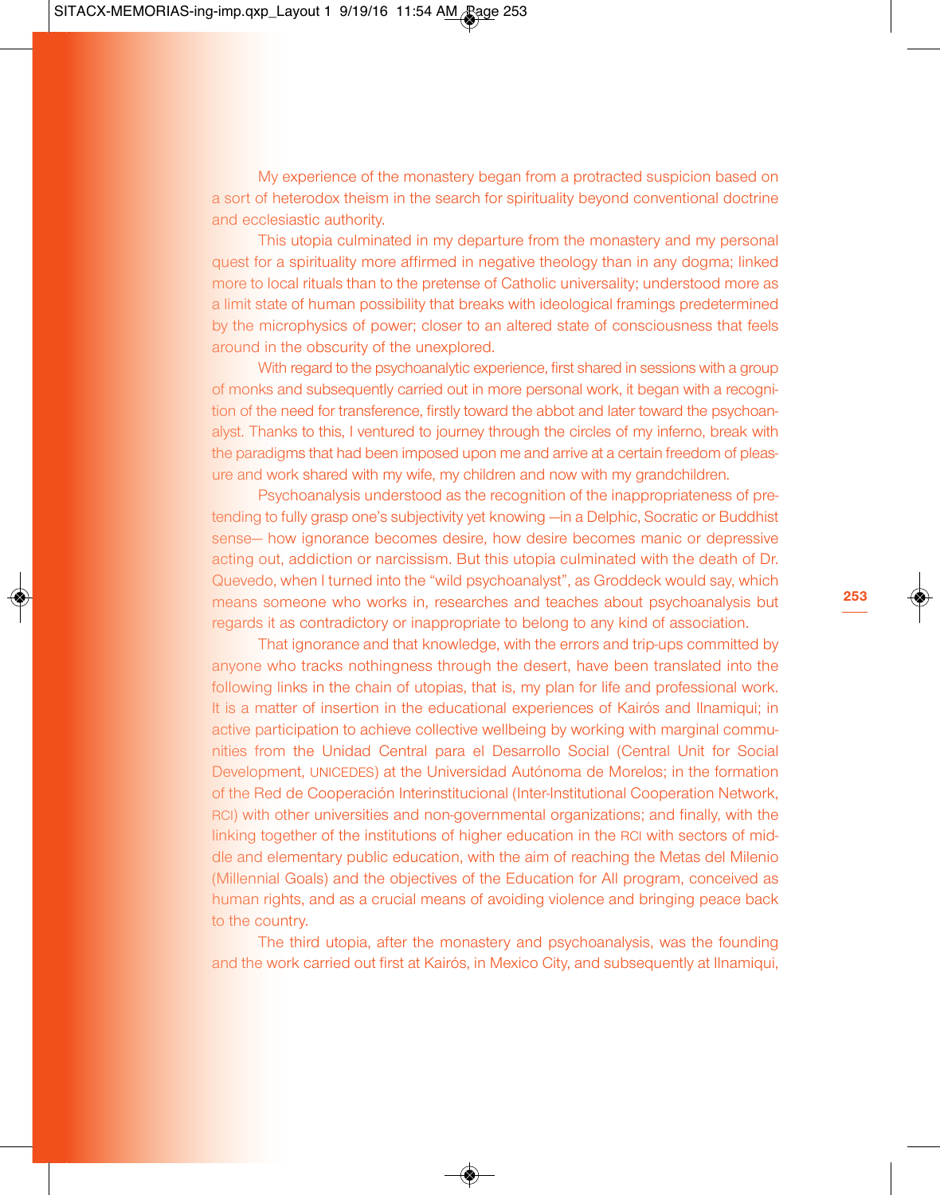My experience of the monastery began from a protracted suspicion based on a sort of heterodox theism in the search for spirituality beyond conventional doctrine and ecclesiastic authority.

This utopia culminated in my departure from the monastery and my personal quest for a spirituality more affirmed in negative theology than in any dogma; linked more to local rituals than to the pretense of Catholic universality; understood more as a limit state of human possibility that breaks with ideological framings predetermined by the microphysics of power; closer to an altered state of consciousness that feels around in the obscurity of the unexplored.

With regard to the psychoanalytic experience, first shared in sessions with a group of monks and subsequently carried out in more personal work, it began with a recognition of the need for transference, firstly toward the abbot and later toward the psychoanalyst. Thanks to this, I ventured to journey through the circles of my inferno, break with the paradigms that had been imposed upon me and arrive at a certain freedom of pleasure and work shared with my wife, my children and now with my grandchildren.

Psychoanalysis understood as the recognition of the inappropriateness of pretending to fully grasp one's subjectivity yet knowing —in a Delphic, Socratic or Buddhist sense— how ignorance becomes desire, how desire becomes manic or depressive acting out, addiction or narcissism. But this utopia culminated with the death of Dr. Quevedo, when I turned into the "wild psychoanalyst", as Groddeck would say, which means someone who works in, researches and teaches about psychoanalysis but regards it as contradictory or inappropriate to belong to any kind of association.

That ignorance and that knowledge, with the errors and trip-ups committed by anyone who tracks nothingness through the desert, have been translated into the following links in the chain of utopias, that is, my plan for life and professional work. It is a matter of insertion in the educational experiences of Kairós and Ilnamiqui; in active participation to achieve collective wellbeing by working with marginal communities from the Unidad Central para el Desarrollo Social (Central Unit for Social Development, UNICEDES) at the Universidad Autónoma de Morelos; in the formation of the Red de Cooperación Interinstitucional (Inter-Institutional Cooperation Network, RCI) with other universities and non-governmental organizations; and finally, with the linking together of the institutions of higher education in the RCI with sectors of middle and elementary public education, with the aim of reaching the Metas del Milenio (Millennial Goals) and the objectives of the Education for All program, conceived as human rights, and as a crucial means of avoiding violence and bringing peace back to the country.

The third utopia, after the monastery and psychoanalysis, was the founding and the work carried out first at Kairós, in Mexico City, and subsequently at Ilnamiqui,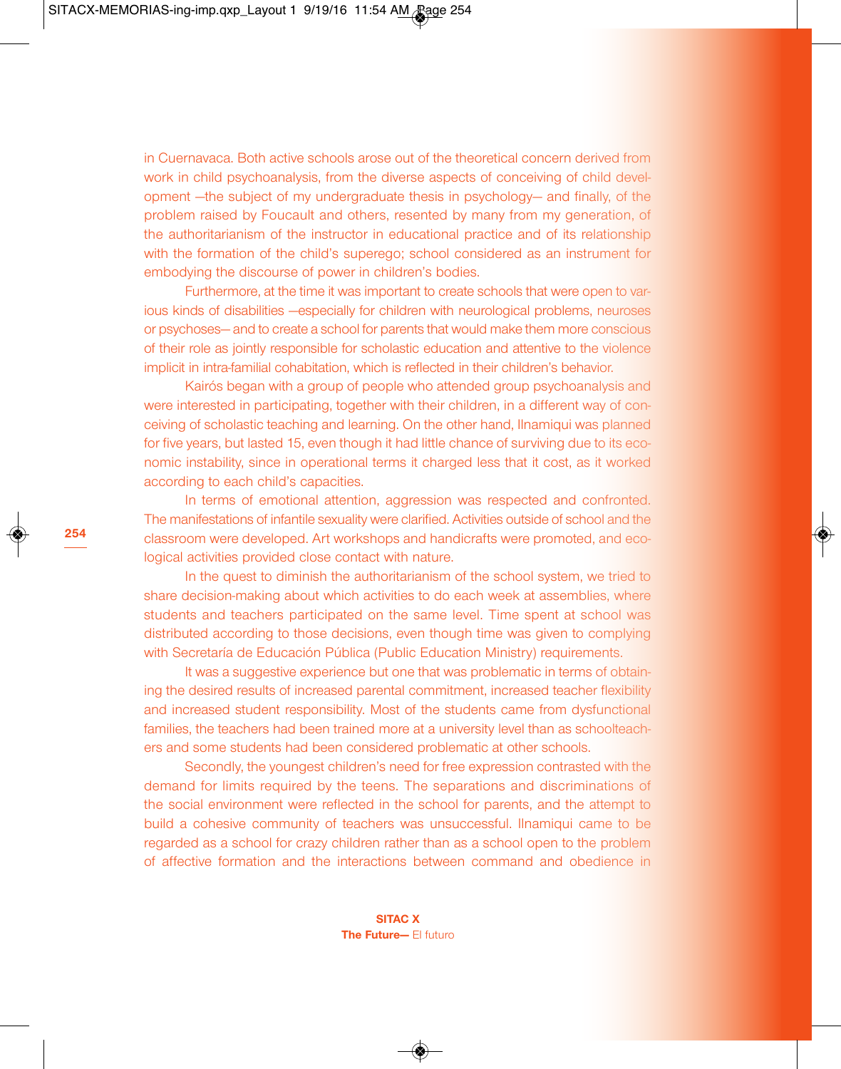in Cuernavaca. Both active schools arose out of the theoretical concern derived from work in child psychoanalysis, from the diverse aspects of conceiving of child development —the subject of my undergraduate thesis in psychology— and finally, of the problem raised by Foucault and others, resented by many from my generation, of the authoritarianism of the instructor in educational practice and of its relationship with the formation of the child's superego; school considered as an instrument for embodying the discourse of power in children's bodies.

Furthermore, at the time it was important to create schools that were open to various kinds of disabilities —especially for children with neurological problems, neuroses or psychoses— and to create a school for parents that would make them more conscious of their role as jointly responsible for scholastic education and attentive to the violence implicit in intra-familial cohabitation, which is reflected in their children's behavior.

Kairós began with a group of people who attended group psychoanalysis and were interested in participating, together with their children, in a different way of conceiving of scholastic teaching and learning. On the other hand, Ilnamiqui was planned for five years, but lasted 15, even though it had little chance of surviving due to its economic instability, since in operational terms it charged less that it cost, as it worked according to each child's capacities.

In terms of emotional attention, aggression was respected and confronted. The manifestations of infantile sexuality were clarified. Activities outside of school and the classroom were developed. Art workshops and handicrafts were promoted, and ecological activities provided close contact with nature.

In the quest to diminish the authoritarianism of the school system, we tried to share decision-making about which activities to do each week at assemblies, where students and teachers participated on the same level. Time spent at school was distributed according to those decisions, even though time was given to complying with Secretaría de Educación Pública (Public Education Ministry) requirements.

It was a suggestive experience but one that was problematic in terms of obtaining the desired results of increased parental commitment, increased teacher flexibility and increased student responsibility. Most of the students came from dysfunctional families, the teachers had been trained more at a university level than as schoolteachers and some students had been considered problematic at other schools.

Secondly, the youngest children's need for free expression contrasted with the demand for limits required by the teens. The separations and discriminations of the social environment were reflected in the school for parents, and the attempt to build a cohesive community of teachers was unsuccessful. Ilnamiqui came to be regarded as a school for crazy children rather than as a school open to the problem of affective formation and the interactions between command and obedience in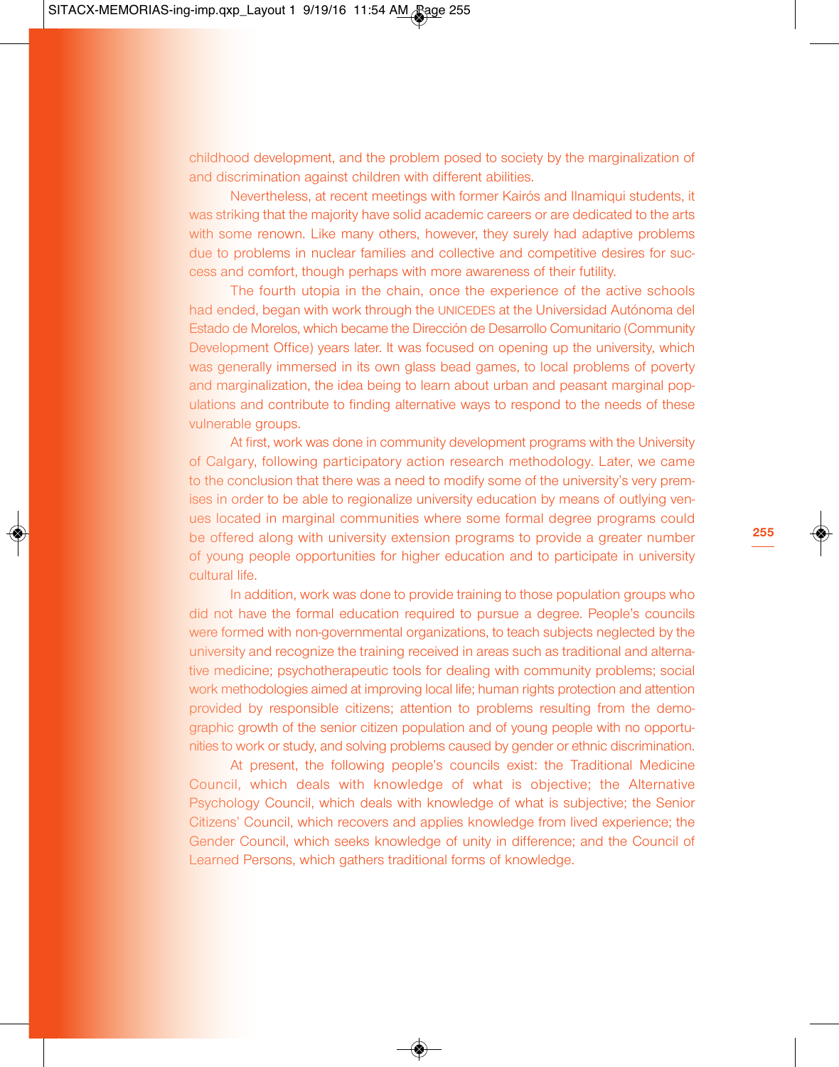childhood development, and the problem posed to society by the marginalization of and discrimination against children with different abilities.

Nevertheless, at recent meetings with former Kairós and Ilnamiqui students, it was striking that the majority have solid academic careers or are dedicated to the arts with some renown. Like many others, however, they surely had adaptive problems due to problems in nuclear families and collective and competitive desires for success and comfort, though perhaps with more awareness of their futility.

The fourth utopia in the chain, once the experience of the active schools had ended, began with work through the UNICEDES at the Universidad Autónoma del Estado de Morelos, which became the Dirección de Desarrollo Comunitario (Community Development Office) years later. It was focused on opening up the university, which was generally immersed in its own glass bead games, to local problems of poverty and marginalization, the idea being to learn about urban and peasant marginal populations and contribute to finding alternative ways to respond to the needs of these vulnerable groups.

At first, work was done in community development programs with the University of Calgary, following participatory action research methodology. Later, we came to the conclusion that there was a need to modify some of the university's very premises in order to be able to regionalize university education by means of outlying venues located in marginal communities where some formal degree programs could be offered along with university extension programs to provide a greater number of young people opportunities for higher education and to participate in university cultural life.

In addition, work was done to provide training to those population groups who did not have the formal education required to pursue a degree. People's councils were formed with non-governmental organizations, to teach subjects neglected by the university and recognize the training received in areas such as traditional and alternative medicine; psychotherapeutic tools for dealing with community problems; social work methodologies aimed at improving local life; human rights protection and attention provided by responsible citizens; attention to problems resulting from the demographic growth of the senior citizen population and of young people with no opportunities to work or study, and solving problems caused by gender or ethnic discrimination.

At present, the following people's councils exist: the Traditional Medicine Council, which deals with knowledge of what is objective; the Alternative Psychology Council, which deals with knowledge of what is subjective; the Senior Citizens' Council, which recovers and applies knowledge from lived experience; the Gender Council, which seeks knowledge of unity in difference; and the Council of Learned Persons, which gathers traditional forms of knowledge.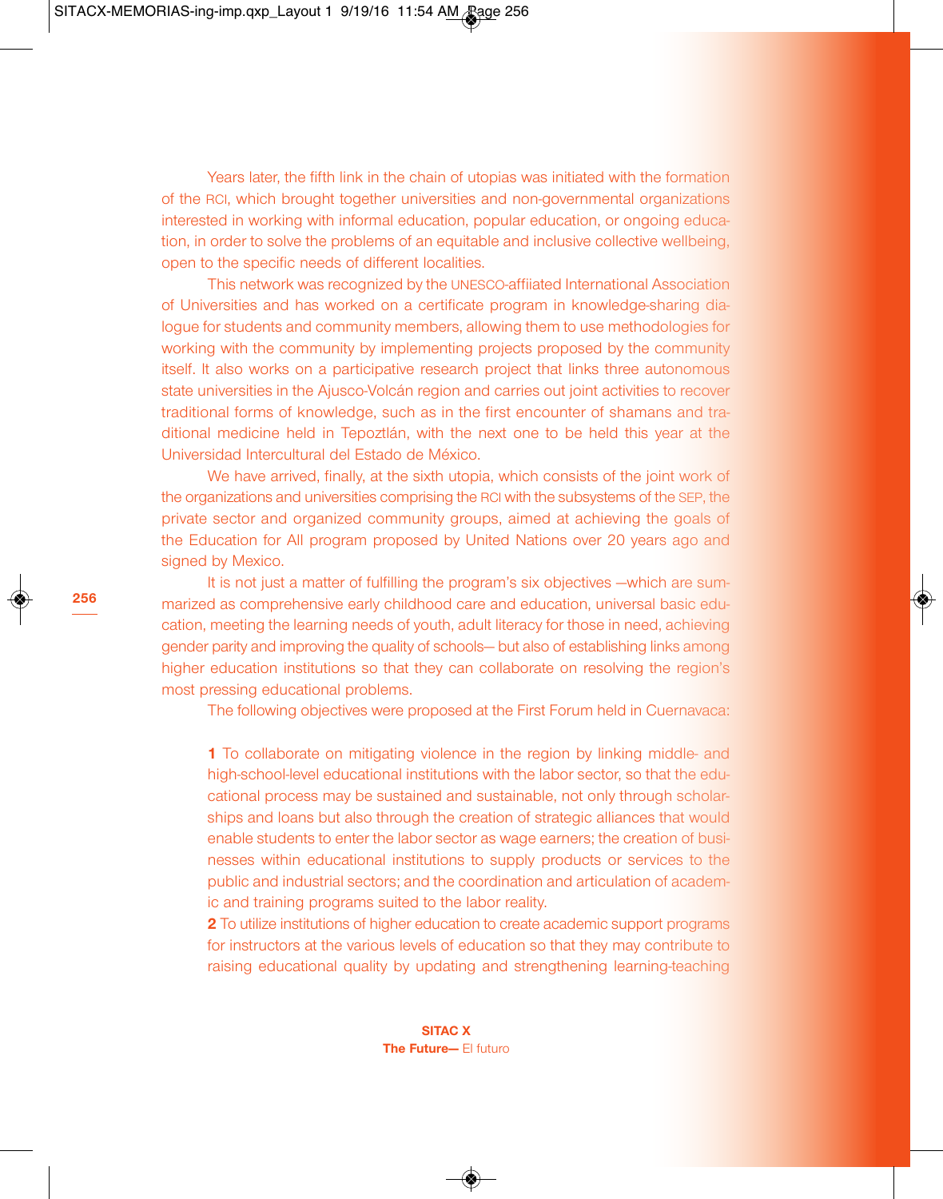Years later, the fifth link in the chain of utopias was initiated with the formation of the RCI, which brought together universities and non-governmental organizations interested in working with informal education, popular education, or ongoing education, in order to solve the problems of an equitable and inclusive collective wellbeing, open to the specific needs of different localities.

This network was recognized by the UNESCO-affiiated International Association of Universities and has worked on a certificate program in knowledge-sharing dialogue for students and community members, allowing them to use methodologies for working with the community by implementing projects proposed by the community itself. It also works on a participative research project that links three autonomous state universities in the Ajusco-Volcán region and carries out joint activities to recover traditional forms of knowledge, such as in the first encounter of shamans and traditional medicine held in Tepoztlán, with the next one to be held this year at the Universidad Intercultural del Estado de México.

We have arrived, finally, at the sixth utopia, which consists of the joint work of the organizations and universities comprising the RCI with the subsystems of the SEP, the private sector and organized community groups, aimed at achieving the goals of the Education for All program proposed by United Nations over 20 years ago and signed by Mexico.

It is not just a matter of fulfilling the program's six objectives —which are summarized as comprehensive early childhood care and education, universal basic education, meeting the learning needs of youth, adult literacy for those in need, achieving gender parity and improving the quality of schools— but also of establishing links among higher education institutions so that they can collaborate on resolving the region's most pressing educational problems.

The following objectives were proposed at the First Forum held in Cuernavaca:

**1** To collaborate on mitigating violence in the region by linking middle- and high-school-level educational institutions with the labor sector, so that the educational process may be sustained and sustainable, not only through scholarships and loans but also through the creation of strategic alliances that would enable students to enter the labor sector as wage earners; the creation of businesses within educational institutions to supply products or services to the public and industrial sectors; and the coordination and articulation of academic and training programs suited to the labor reality.

**2** To utilize institutions of higher education to create academic support programs for instructors at the various levels of education so that they may contribute to raising educational quality by updating and strengthening learning-teaching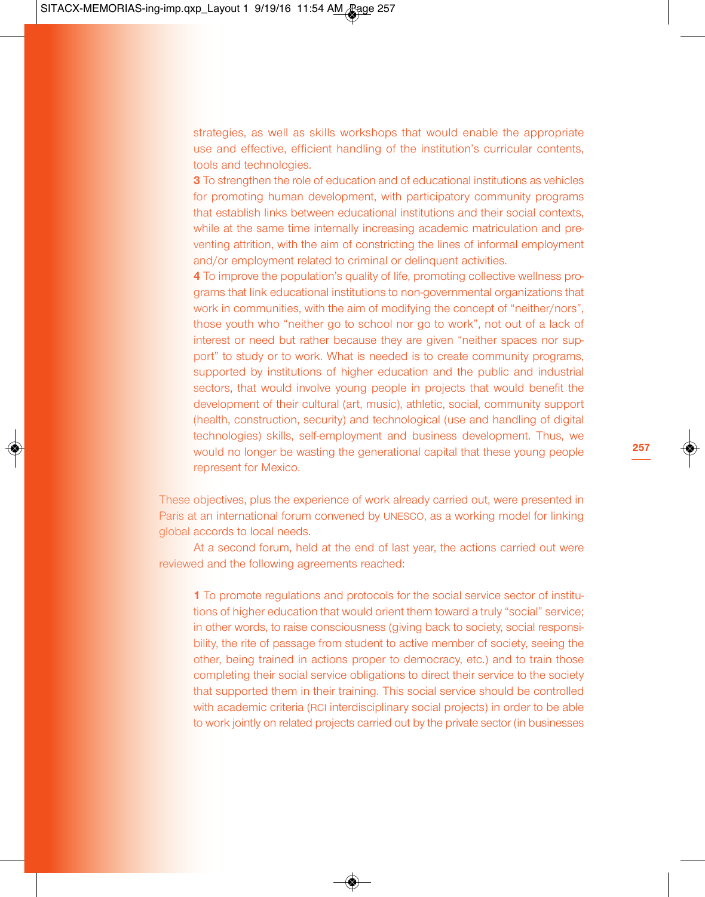strategies, as well as skills workshops that would enable the appropriate use and effective, efficient handling of the institution's curricular contents, tools and technologies.

**3** To strengthen the role of education and of educational institutions as vehicles for promoting human development, with participatory community programs that establish links between educational institutions and their social contexts, while at the same time internally increasing academic matriculation and preventing attrition, with the aim of constricting the lines of informal employment and/or employment related to criminal or delinquent activities.

**4** To improve the population's quality of life, promoting collective wellness programs that link educational institutions to non-governmental organizations that work in communities, with the aim of modifying the concept of "neither/nors", those youth who "neither go to school nor go to work", not out of a lack of interest or need but rather because they are given "neither spaces nor support" to study or to work. What is needed is to create community programs, supported by institutions of higher education and the public and industrial sectors, that would involve young people in projects that would benefit the development of their cultural (art, music), athletic, social, community support (health, construction, security) and technological (use and handling of digital technologies) skills, self-employment and business development. Thus, we would no longer be wasting the generational capital that these young people represent for Mexico.

These objectives, plus the experience of work already carried out, were presented in Paris at an international forum convened by UNESCO, as a working model for linking global accords to local needs.

At a second forum, held at the end of last year, the actions carried out were reviewed and the following agreements reached:

**1** To promote regulations and protocols for the social service sector of institutions of higher education that would orient them toward a truly "social" service; in other words, to raise consciousness (giving back to society, social responsibility, the rite of passage from student to active member of society, seeing the other, being trained in actions proper to democracy, etc.) and to train those completing their social service obligations to direct their service to the society that supported them in their training. This social service should be controlled with academic criteria (RCI interdisciplinary social projects) in order to be able to work jointly on related projects carried out by the private sector (in businesses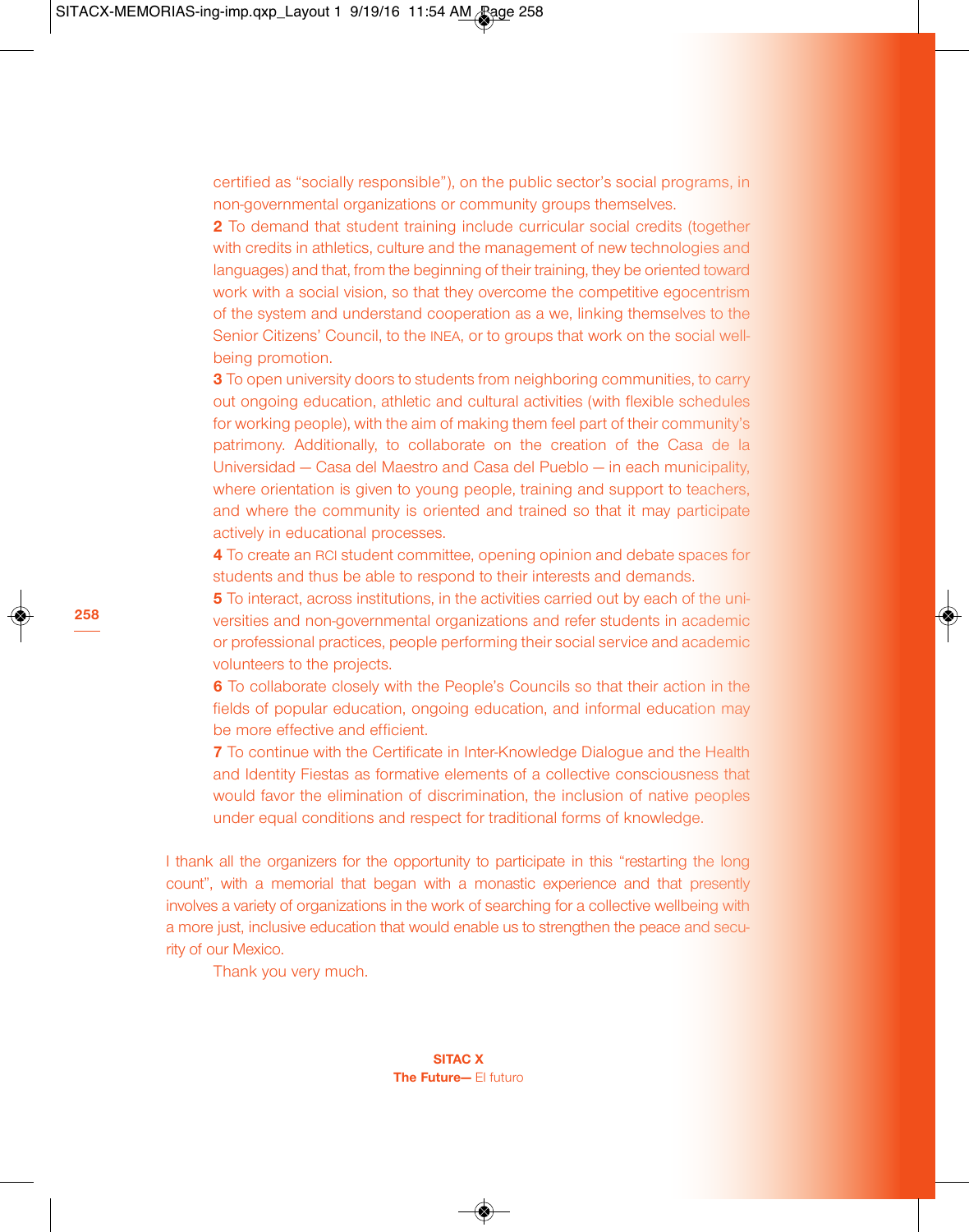certified as "socially responsible"), on the public sector's social programs, in non-governmental organizations or community groups themselves.

**2** To demand that student training include curricular social credits (together with credits in athletics, culture and the management of new technologies and languages) and that, from the beginning of their training, they be oriented toward work with a social vision, so that they overcome the competitive egocentrism of the system and understand cooperation as a we, linking themselves to the Senior Citizens' Council, to the INEA, or to groups that work on the social well-being promotion.

**3** To open university doors to students from neighboring communities, to carry out ongoing education, athletic and cultural activities (with flexible schedules for working people), with the aim of making them feel part of their community's patrimony. Additionally, to collaborate on the creation of the Casa de la Universidad — Casa del Maestro and Casa del Pueblo — in each municipality, where orientation is given to young people, training and support to teachers, and where the community is oriented and trained so that it may participate actively in educational processes.

**4** To create an RCI student committee, opening opinion and debate spaces for students and thus be able to respond to their interests and demands.

**5** To interact, across institutions, in the activities carried out by each of the universities and non-governmental organizations and refer students in academic or professional practices, people performing their social service and academic volunteers to the projects.

**6** To collaborate closely with the People's Councils so that their action in the fields of popular education, ongoing education, and informal education may be more effective and efficient.

**7** To continue with the Certificate in Inter-Knowledge Dialogue and the Health and Identity Fiestas as formative elements of a collective consciousness that would favor the elimination of discrimination, the inclusion of native peoples under equal conditions and respect for traditional forms of knowledge.

I thank all the organizers for the opportunity to participate in this "restarting the long count", with a memorial that began with a monastic experience and that presently involves a variety of organizations in the work of searching for a collective wellbeing with a more just, inclusive education that would enable us to strengthen the peace and security of our Mexico.

Thank you very much.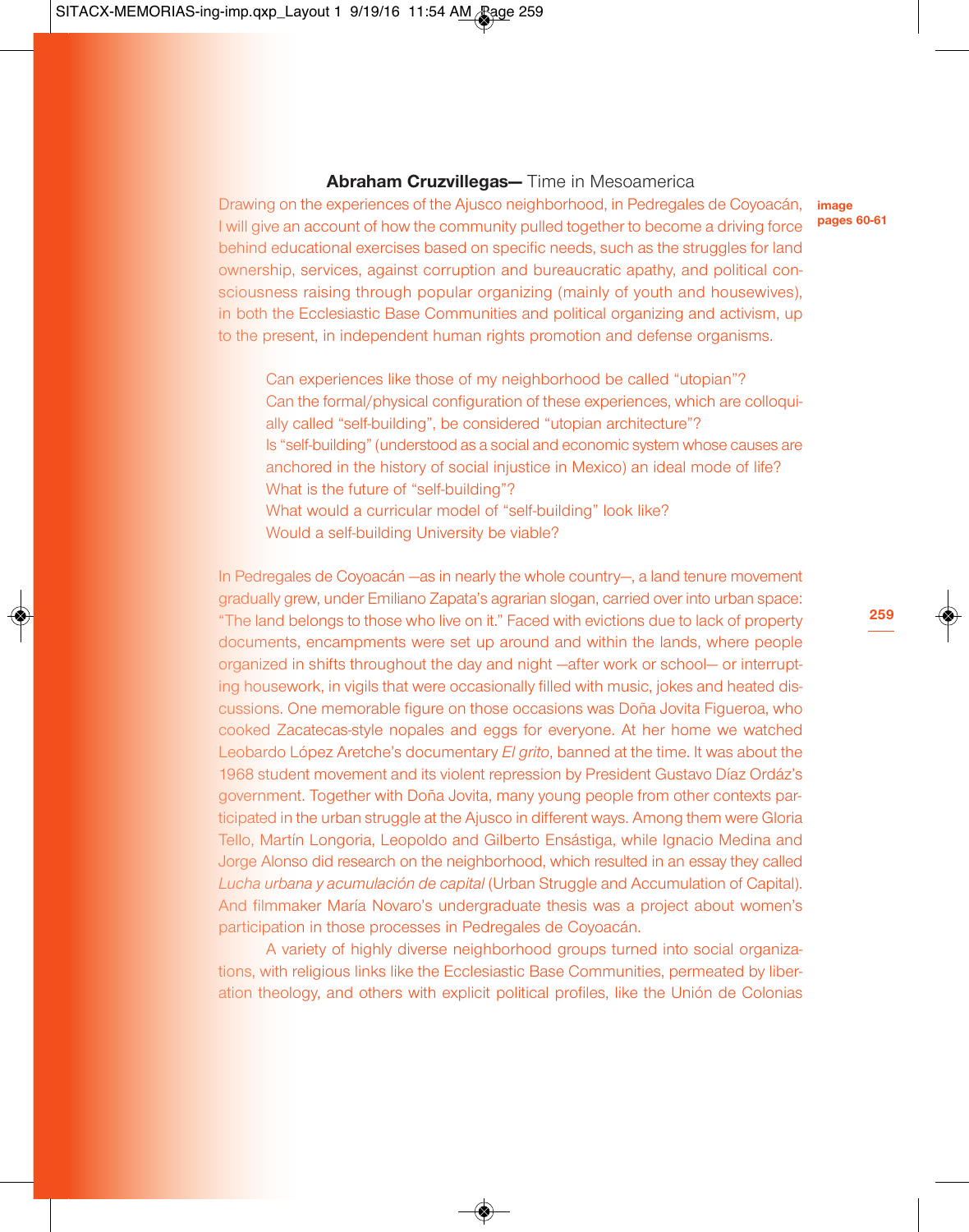## **Abraham Cruzvillegas—** Time in Mesoamerica

**image pages 60-61**

Drawing on the experiences of the Ajusco neighborhood, in Pedregales de Coyoacán, I will give an account of how the community pulled together to become a driving force behind educational exercises based on specific needs, such as the struggles for land ownership, services, against corruption and bureaucratic apathy, and political consciousness raising through popular organizing (mainly of youth and housewives), in both the Ecclesiastic Base Communities and political organizing and activism, up to the present, in independent human rights promotion and defense organisms.

> Can experiences like those of my neighborhood be called "utopian"?
> Can the formal/physical configuration of these experiences, which are colloquially called "self-building", be considered "utopian architecture"?
> Is "self-building" (understood as a social and economic system whose causes are anchored in the history of social injustice in Mexico) an ideal mode of life?
> What is the future of "self-building"?
> What would a curricular model of "self-building" look like?
> Would a self-building University be viable?

In Pedregales de Coyoacán —as in nearly the whole country—, a land tenure movement gradually grew, under Emiliano Zapata's agrarian slogan, carried over into urban space: "The land belongs to those who live on it." Faced with evictions due to lack of property documents, encampments were set up around and within the lands, where people organized in shifts throughout the day and night —after work or school— or interrupting housework, in vigils that were occasionally filled with music, jokes and heated discussions. One memorable figure on those occasions was Doña Jovita Figueroa, who cooked Zacatecas-style nopales and eggs for everyone. At her home we watched Leobardo López Aretche's documentary *El grito*, banned at the time. It was about the 1968 student movement and its violent repression by President Gustavo Díaz Ordáz's government. Together with Doña Jovita, many young people from other contexts participated in the urban struggle at the Ajusco in different ways. Among them were Gloria Tello, Martín Longoria, Leopoldo and Gilberto Ensástiga, while Ignacio Medina and Jorge Alonso did research on the neighborhood, which resulted in an essay they called *Lucha urbana y acumulación de capital* (Urban Struggle and Accumulation of Capital). And filmmaker María Novaro's undergraduate thesis was a project about women's participation in those processes in Pedregales de Coyoacán.

A variety of highly diverse neighborhood groups turned into social organizations, with religious links like the Ecclesiastic Base Communities, permeated by liberation theology, and others with explicit political profiles, like the Unión de Colonias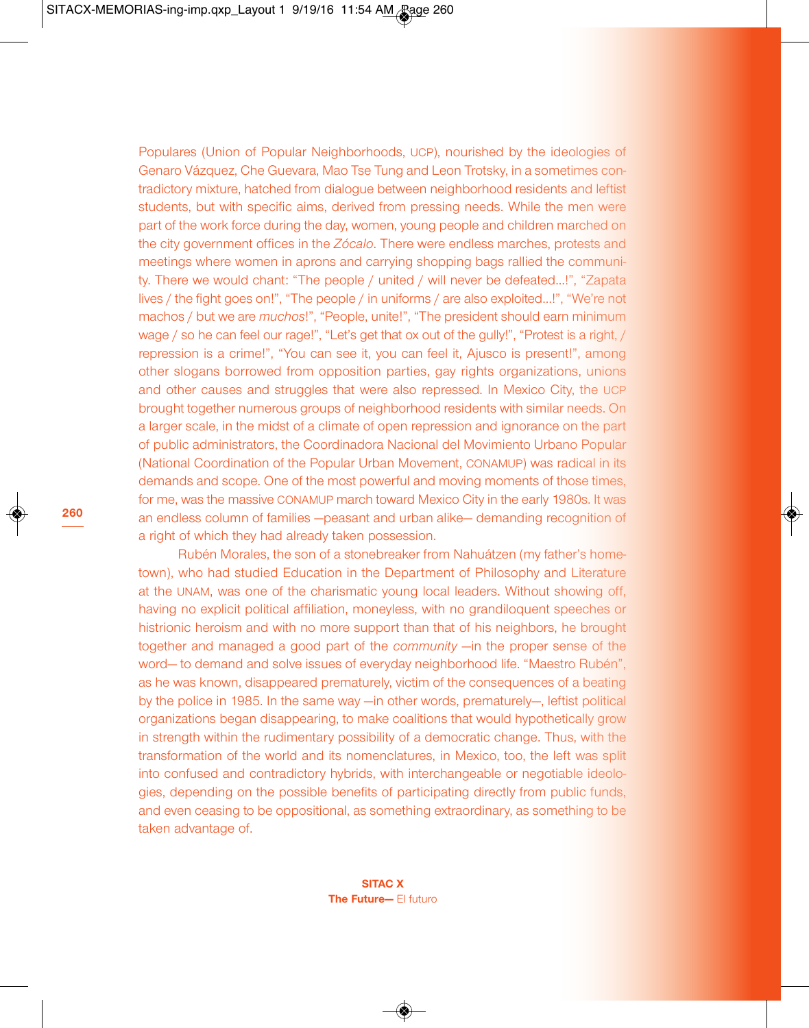Populares (Union of Popular Neighborhoods, UCP), nourished by the ideologies of Genaro Vázquez, Che Guevara, Mao Tse Tung and Leon Trotsky, in a sometimes contradictory mixture, hatched from dialogue between neighborhood residents and leftist students, but with specific aims, derived from pressing needs. While the men were part of the work force during the day, women, young people and children marched on the city government offices in the *Zócalo*. There were endless marches, protests and meetings where women in aprons and carrying shopping bags rallied the community. There we would chant: "The people / united / will never be defeated...!", "Zapata lives / the fight goes on!", "The people / in uniforms / are also exploited...!", "We're not machos / but we are *muchos*!", "People, unite!", "The president should earn minimum wage / so he can feel our rage!", "Let's get that ox out of the gully!", "Protest is a right, / repression is a crime!", "You can see it, you can feel it, Ajusco is present!", among other slogans borrowed from opposition parties, gay rights organizations, unions and other causes and struggles that were also repressed. In Mexico City, the UCP brought together numerous groups of neighborhood residents with similar needs. On a larger scale, in the midst of a climate of open repression and ignorance on the part of public administrators, the Coordinadora Nacional del Movimiento Urbano Popular (National Coordination of the Popular Urban Movement, CONAMUP) was radical in its demands and scope. One of the most powerful and moving moments of those times, for me, was the massive CONAMUP march toward Mexico City in the early 1980s. It was an endless column of families —peasant and urban alike— demanding recognition of a right of which they had already taken possession.

Rubén Morales, the son of a stonebreaker from Nahuátzen (my father's hometown), who had studied Education in the Department of Philosophy and Literature at the UNAM, was one of the charismatic young local leaders. Without showing off, having no explicit political affiliation, moneyless, with no grandiloquent speeches or histrionic heroism and with no more support than that of his neighbors, he brought together and managed a good part of the *community* —in the proper sense of the word— to demand and solve issues of everyday neighborhood life. "Maestro Rubén", as he was known, disappeared prematurely, victim of the consequences of a beating by the police in 1985. In the same way —in other words, prematurely—, leftist political organizations began disappearing, to make coalitions that would hypothetically grow in strength within the rudimentary possibility of a democratic change. Thus, with the transformation of the world and its nomenclatures, in Mexico, too, the left was split into confused and contradictory hybrids, with interchangeable or negotiable ideologies, depending on the possible benefits of participating directly from public funds, and even ceasing to be oppositional, as something extraordinary, as something to be taken advantage of.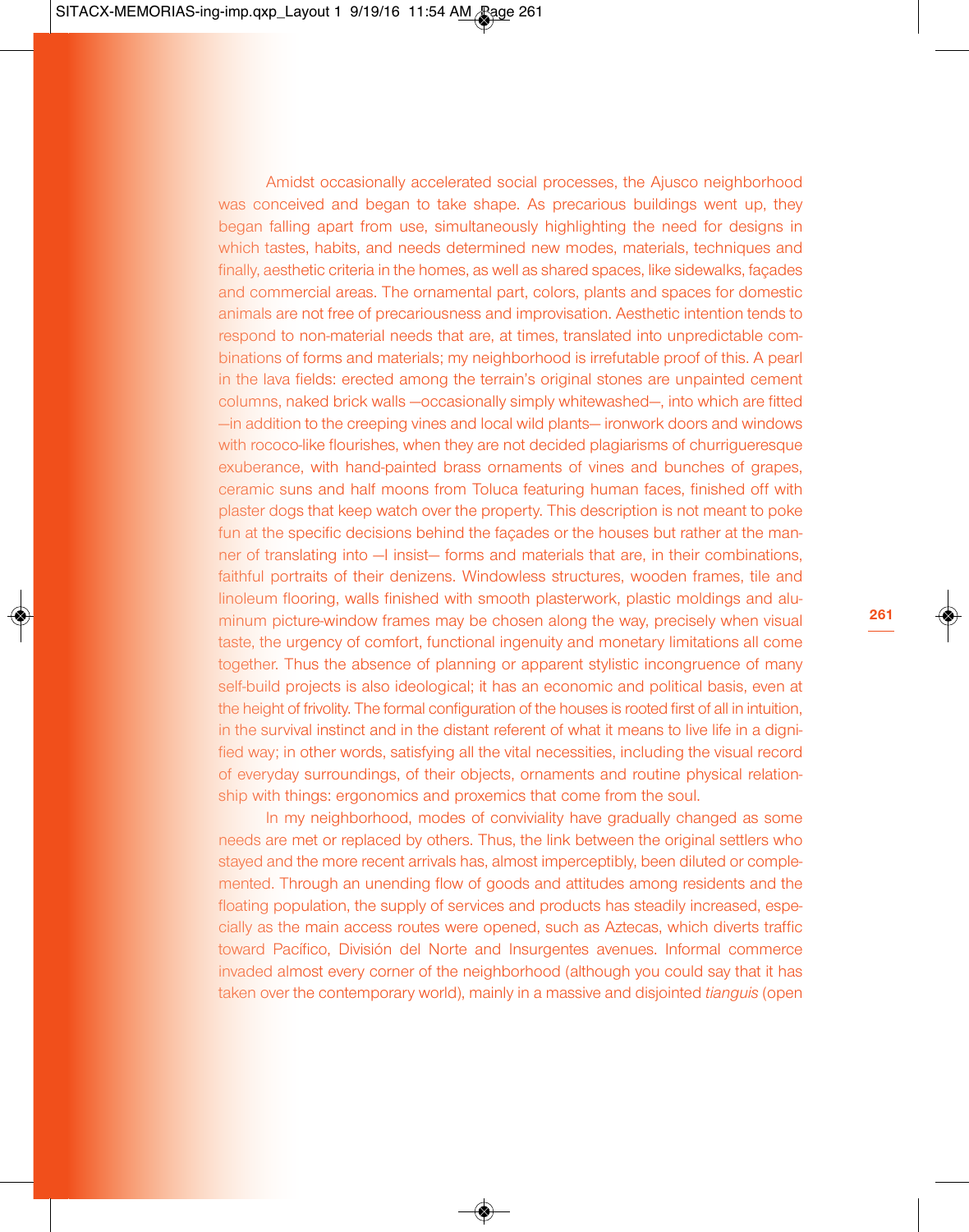Amidst occasionally accelerated social processes, the Ajusco neighborhood was conceived and began to take shape. As precarious buildings went up, they began falling apart from use, simultaneously highlighting the need for designs in which tastes, habits, and needs determined new modes, materials, techniques and finally, aesthetic criteria in the homes, as well as shared spaces, like sidewalks, façades and commercial areas. The ornamental part, colors, plants and spaces for domestic animals are not free of precariousness and improvisation. Aesthetic intention tends to respond to non-material needs that are, at times, translated into unpredictable combinations of forms and materials; my neighborhood is irrefutable proof of this. A pearl in the lava fields: erected among the terrain's original stones are unpainted cement columns, naked brick walls —occasionally simply whitewashed—, into which are fitted —in addition to the creeping vines and local wild plants— ironwork doors and windows with rococo-like flourishes, when they are not decided plagiarisms of churrigueresque exuberance, with hand-painted brass ornaments of vines and bunches of grapes, ceramic suns and half moons from Toluca featuring human faces, finished off with plaster dogs that keep watch over the property. This description is not meant to poke fun at the specific decisions behind the façades or the houses but rather at the manner of translating into —I insist— forms and materials that are, in their combinations, faithful portraits of their denizens. Windowless structures, wooden frames, tile and linoleum flooring, walls finished with smooth plasterwork, plastic moldings and aluminum picture-window frames may be chosen along the way, precisely when visual taste, the urgency of comfort, functional ingenuity and monetary limitations all come together. Thus the absence of planning or apparent stylistic incongruence of many self-build projects is also ideological; it has an economic and political basis, even at the height of frivolity. The formal configuration of the houses is rooted first of all in intuition, in the survival instinct and in the distant referent of what it means to live life in a dignified way; in other words, satisfying all the vital necessities, including the visual record of everyday surroundings, of their objects, ornaments and routine physical relationship with things: ergonomics and proxemics that come from the soul.

In my neighborhood, modes of conviviality have gradually changed as some needs are met or replaced by others. Thus, the link between the original settlers who stayed and the more recent arrivals has, almost imperceptibly, been diluted or complemented. Through an unending flow of goods and attitudes among residents and the floating population, the supply of services and products has steadily increased, especially as the main access routes were opened, such as Aztecas, which diverts traffic toward Pacífico, División del Norte and Insurgentes avenues. Informal commerce invaded almost every corner of the neighborhood (although you could say that it has taken over the contemporary world), mainly in a massive and disjointed *tianguis* (open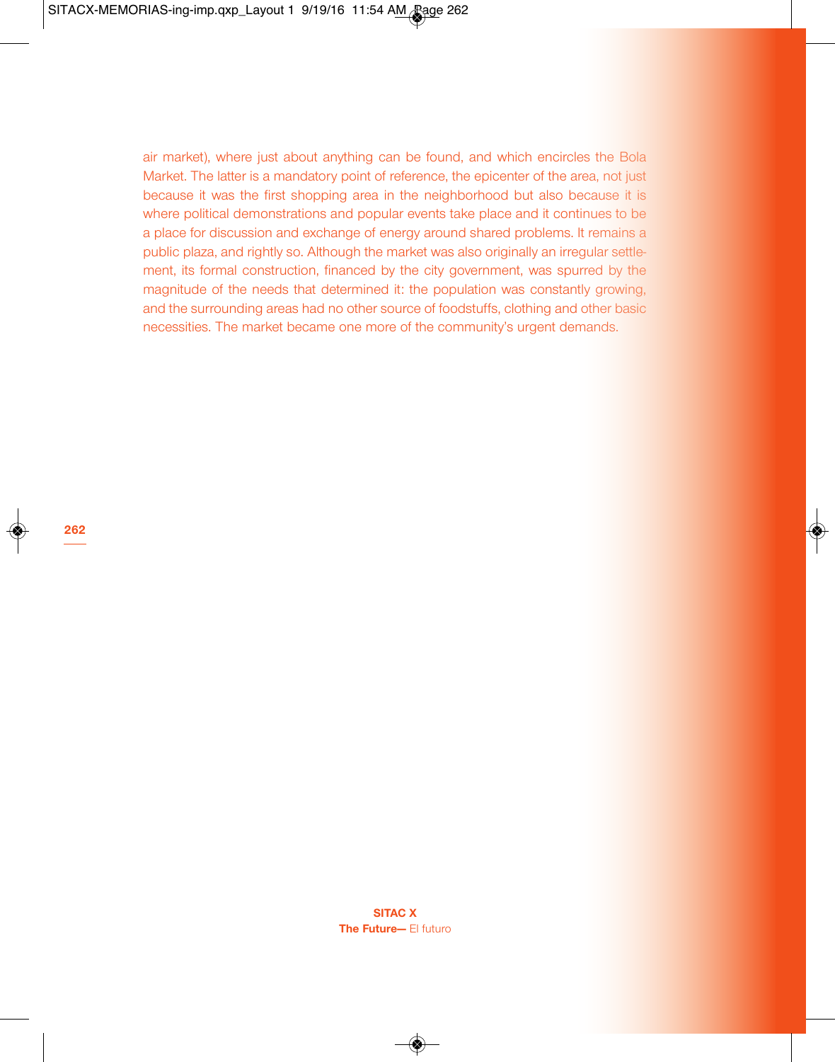air market), where just about anything can be found, and which encircles the Bola Market. The latter is a mandatory point of reference, the epicenter of the area, not just because it was the first shopping area in the neighborhood but also because it is where political demonstrations and popular events take place and it continues to be a place for discussion and exchange of energy around shared problems. It remains a public plaza, and rightly so. Although the market was also originally an irregular settlement, its formal construction, financed by the city government, was spurred by the magnitude of the needs that determined it: the population was constantly growing, and the surrounding areas had no other source of foodstuffs, clothing and other basic necessities. The market became one more of the community's urgent demands.